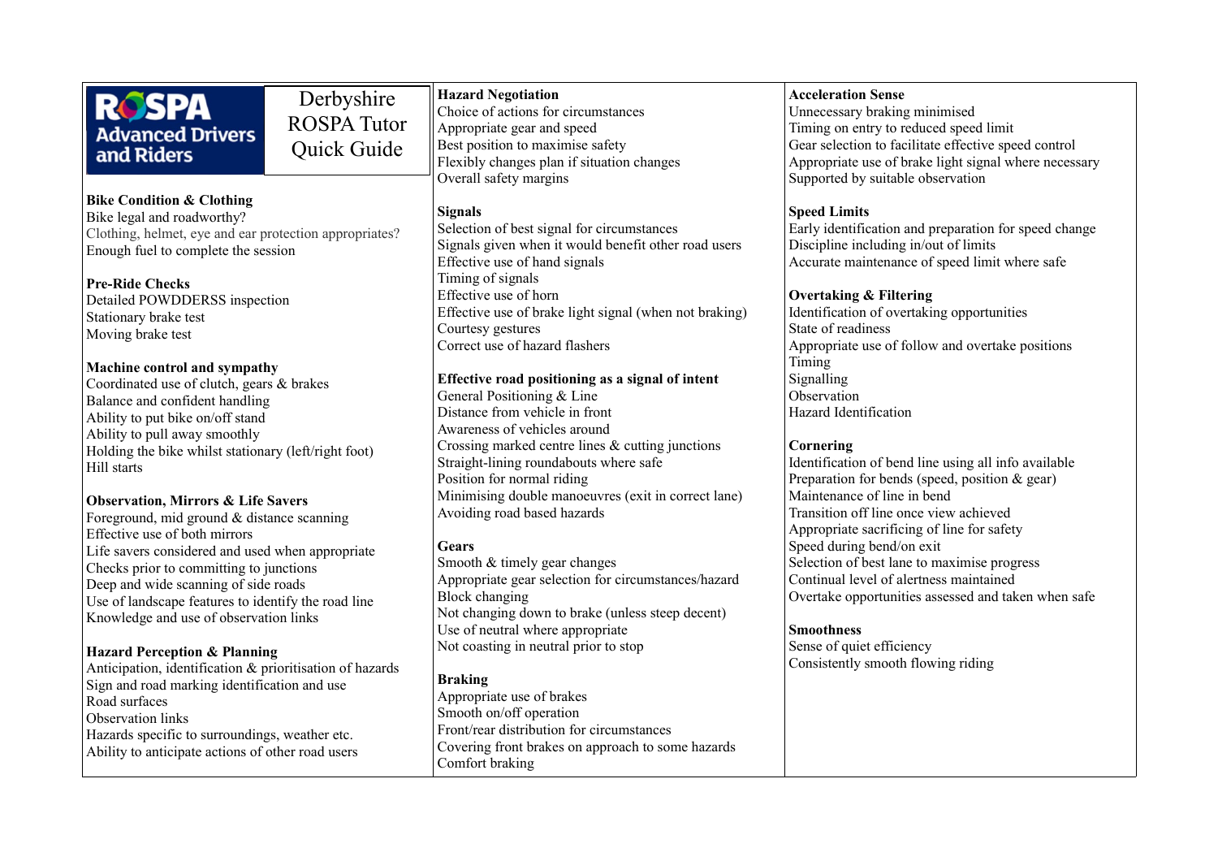**RoSPA Advanced Drivers and Riders**

# Derbyshire ROSPA Tutor Quick Guide

**Bike Condition & Clothing**
Bike legal and roadworthy?
Clothing, helmet, eye and ear protection appropriates?
Enough fuel to complete the session

**Pre-Ride Checks**
Detailed POWDDERSS inspection
Stationary brake test
Moving brake test

**Machine control and sympathy**
Coordinated use of clutch, gears & brakes
Balance and confident handling
Ability to put bike on/off stand
Ability to pull away smoothly
Holding the bike whilst stationary (left/right foot)
Hill starts

**Observation, Mirrors & Life Savers**
Foreground, mid ground & distance scanning
Effective use of both mirrors
Life savers considered and used when appropriate
Checks prior to committing to junctions
Deep and wide scanning of side roads
Use of landscape features to identify the road line
Knowledge and use of observation links

**Hazard Perception & Planning**
Anticipation, identification & prioritisation of hazards
Sign and road marking identification and use
Road surfaces
Observation links
Hazards specific to surroundings, weather etc.
Ability to anticipate actions of other road users

**Hazard Negotiation**
Choice of actions for circumstances
Appropriate gear and speed
Best position to maximise safety
Flexibly changes plan if situation changes
Overall safety margins

**Signals**
Selection of best signal for circumstances
Signals given when it would benefit other road users
Effective use of hand signals
Timing of signals
Effective use of horn
Effective use of brake light signal (when not braking)
Courtesy gestures
Correct use of hazard flashers

**Effective road positioning as a signal of intent**
General Positioning & Line
Distance from vehicle in front
Awareness of vehicles around
Crossing marked centre lines & cutting junctions
Straight-lining roundabouts where safe
Position for normal riding
Minimising double manoeuvres (exit in correct lane)
Avoiding road based hazards

**Gears**
Smooth & timely gear changes
Appropriate gear selection for circumstances/hazard
Block changing
Not changing down to brake (unless steep decent)
Use of neutral where appropriate
Not coasting in neutral prior to stop

**Braking**
Appropriate use of brakes
Smooth on/off operation
Front/rear distribution for circumstances
Covering front brakes on approach to some hazards
Comfort braking

**Acceleration Sense**
Unnecessary braking minimised
Timing on entry to reduced speed limit
Gear selection to facilitate effective speed control
Appropriate use of brake light signal where necessary
Supported by suitable observation

**Speed Limits**
Early identification and preparation for speed change
Discipline including in/out of limits
Accurate maintenance of speed limit where safe

**Overtaking & Filtering**
Identification of overtaking opportunities
State of readiness
Appropriate use of follow and overtake positions
Timing
Signalling
Observation
Hazard Identification

**Cornering**
Identification of bend line using all info available
Preparation for bends (speed, position & gear)
Maintenance of line in bend
Transition off line once view achieved
Appropriate sacrificing of line for safety
Speed during bend/on exit
Selection of best lane to maximise progress
Continual level of alertness maintained
Overtake opportunities assessed and taken when safe

**Smoothness**
Sense of quiet efficiency
Consistently smooth flowing riding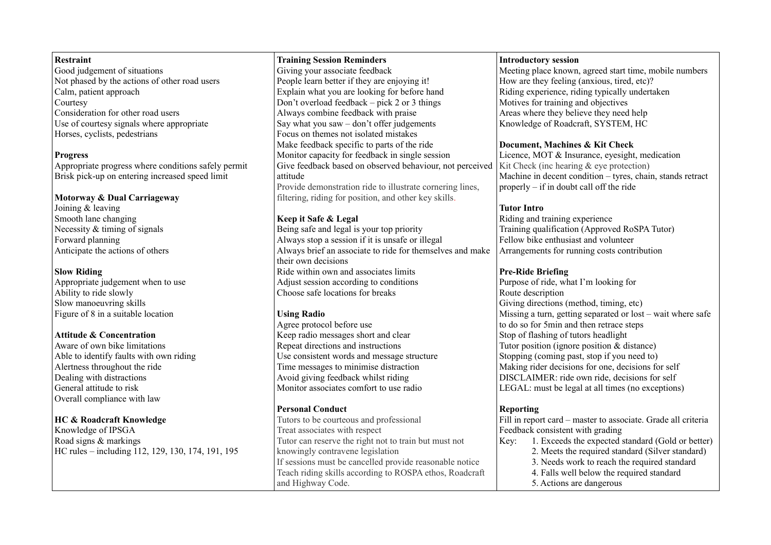**Restraint**
Good judgement of situations
Not phased by the actions of other road users
Calm, patient approach
Courtesy
Consideration for other road users
Use of courtesy signals where appropriate
Horses, cyclists, pedestrians

**Progress**
Appropriate progress where conditions safely permit
Brisk pick-up on entering increased speed limit

**Motorway & Dual Carriageway**
Joining & leaving
Smooth lane changing
Necessity & timing of signals
Forward planning
Anticipate the actions of others

**Slow Riding**
Appropriate judgement when to use
Ability to ride slowly
Slow manoeuvring skills
Figure of 8 in a suitable location

**Attitude & Concentration**
Aware of own bike limitations
Able to identify faults with own riding
Alertness throughout the ride
Dealing with distractions
General attitude to risk
Overall compliance with law

**HC & Roadcraft Knowledge**
Knowledge of IPSGA
Road signs & markings
HC rules – including 112, 129, 130, 174, 191, 195

**Training Session Reminders**
Giving your associate feedback
People learn better if they are enjoying it!
Explain what you are looking for before hand
Don't overload feedback – pick 2 or 3 things
Always combine feedback with praise
Say what you saw – don't offer judgements
Focus on themes not isolated mistakes
Make feedback specific to parts of the ride
Monitor capacity for feedback in single session
Give feedback based on observed behaviour, not perceived attitude
Provide demonstration ride to illustrate cornering lines, filtering, riding for position, and other key skills.

**Keep it Safe & Legal**
Being safe and legal is your top priority
Always stop a session if it is unsafe or illegal
Always brief an associate to ride for themselves and make their own decisions
Ride within own and associates limits
Adjust session according to conditions
Choose safe locations for breaks

**Using Radio**
Agree protocol before use
Keep radio messages short and clear
Repeat directions and instructions
Use consistent words and message structure
Time messages to minimise distraction
Avoid giving feedback whilst riding
Monitor associates comfort to use radio

**Personal Conduct**
Tutors to be courteous and professional
Treat associates with respect
Tutor can reserve the right not to train but must not knowingly contravene legislation
If sessions must be cancelled provide reasonable notice
Teach riding skills according to ROSPA ethos, Roadcraft and Highway Code.

**Introductory session**
Meeting place known, agreed start time, mobile numbers
How are they feeling (anxious, tired, etc)?
Riding experience, riding typically undertaken
Motives for training and objectives
Areas where they believe they need help
Knowledge of Roadcraft, SYSTEM, HC

**Document, Machines & Kit Check**
Licence, MOT & Insurance, eyesight, medication
Kit Check (inc hearing & eye protection)
Machine in decent condition – tyres, chain, stands retract properly – if in doubt call off the ride

**Tutor Intro**
Riding and training experience
Training qualification (Approved RoSPA Tutor)
Fellow bike enthusiast and volunteer
Arrangements for running costs contribution

**Pre-Ride Briefing**
Purpose of ride, what I'm looking for
Route description
Giving directions (method, timing, etc)
Missing a turn, getting separated or lost – wait where safe to do so for 5min and then retrace steps
Stop of flashing of tutors headlight
Tutor position (ignore position & distance)
Stopping (coming past, stop if you need to)
Making rider decisions for one, decisions for self
DISCLAIMER: ride own ride, decisions for self
LEGAL: must be legal at all times (no exceptions)

**Reporting**
Fill in report card – master to associate. Grade all criteria
Feedback consistent with grading
Key:
1. Exceeds the expected standard (Gold or better)
2. Meets the required standard (Silver standard)
3. Needs work to reach the required standard
4. Falls well below the required standard
5. Actions are dangerous